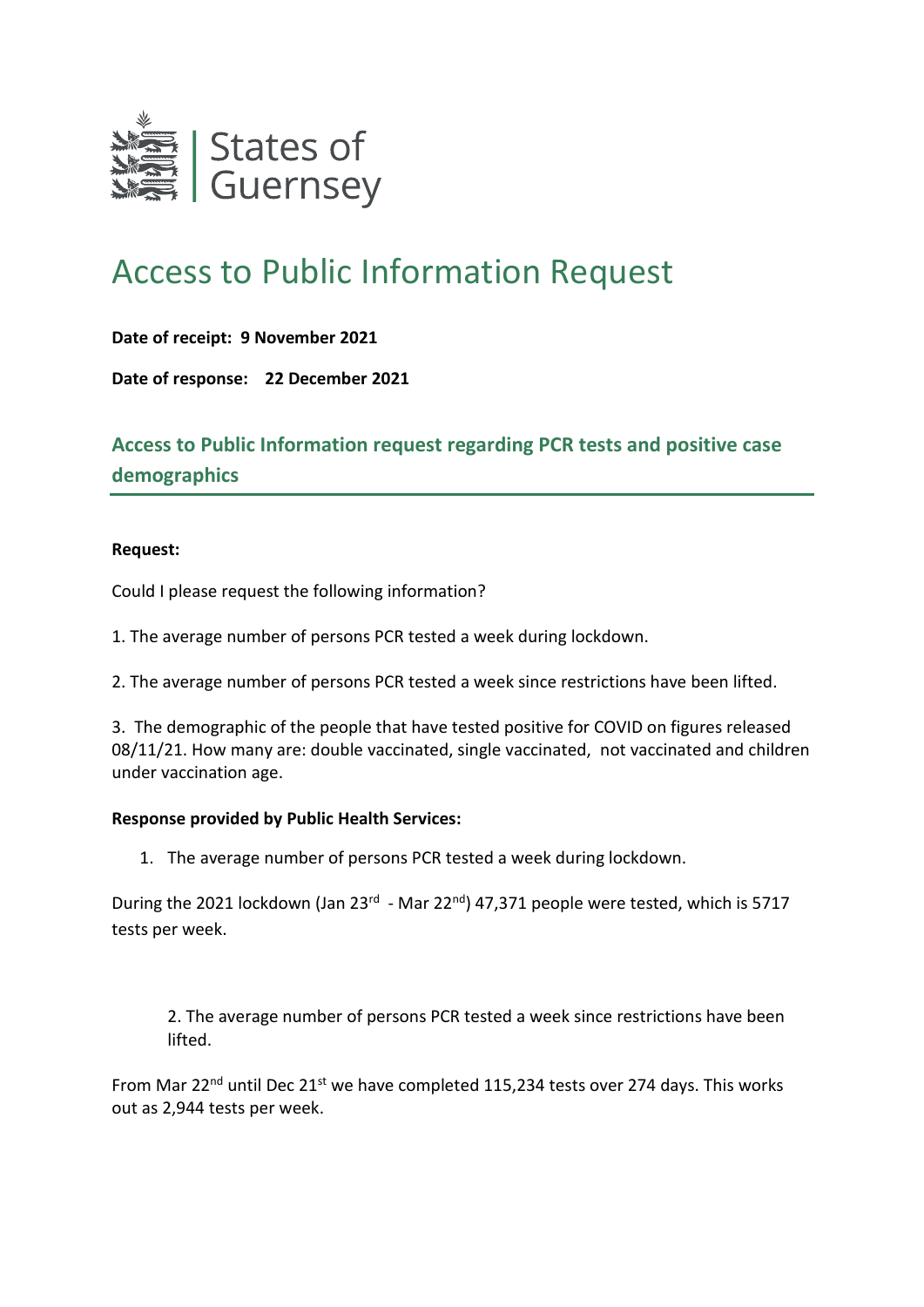States of Guernsey

# Access to Public Information Request

**Date of receipt: 9 November 2021**

**Date of response: 22 December 2021**

## Access to Public Information request regarding PCR tests and positive case demographics

**Request:**

Could I please request the following information?

1. The average number of persons PCR tested a week during lockdown.

2. The average number of persons PCR tested a week since restrictions have been lifted.

3. The demographic of the people that have tested positive for COVID on figures released 08/11/21. How many are: double vaccinated, single vaccinated, not vaccinated and children under vaccination age.

**Response provided by Public Health Services:**

1. The average number of persons PCR tested a week during lockdown.

During the 2021 lockdown (Jan 23rd - Mar 22nd) 47,371 people were tested, which is 5717 tests per week.

2. The average number of persons PCR tested a week since restrictions have been lifted.

From Mar 22nd until Dec 21st we have completed 115,234 tests over 274 days. This works out as 2,944 tests per week.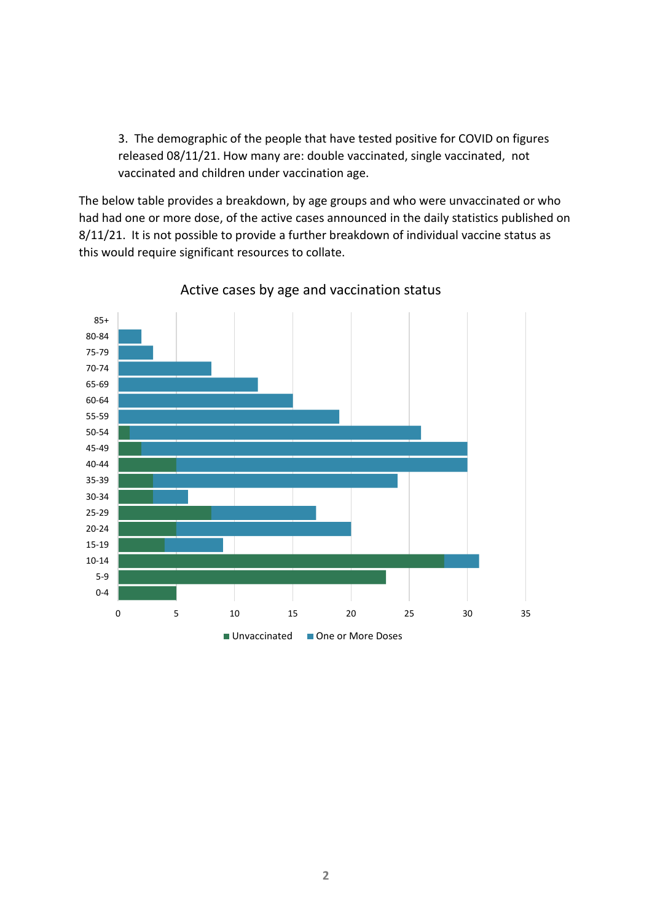3. The demographic of the people that have tested positive for COVID on figures released 08/11/21. How many are: double vaccinated, single vaccinated, not vaccinated and children under vaccination age.

The below table provides a breakdown, by age groups and who were unvaccinated or who had had one or more dose, of the active cases announced in the daily statistics published on 8/11/21. It is not possible to provide a further breakdown of individual vaccine status as this would require significant resources to collate.

Active cases by age and vaccination status

85+
80-84
75-79
70-74
65-69
60-64
55-59
50-54
45-49
40-44
35-39
30-34
25-29
20-24
15-19
10-14
5-9
0-4

0 5 10 15 20 25 30 35

Unvaccinated One or More Doses